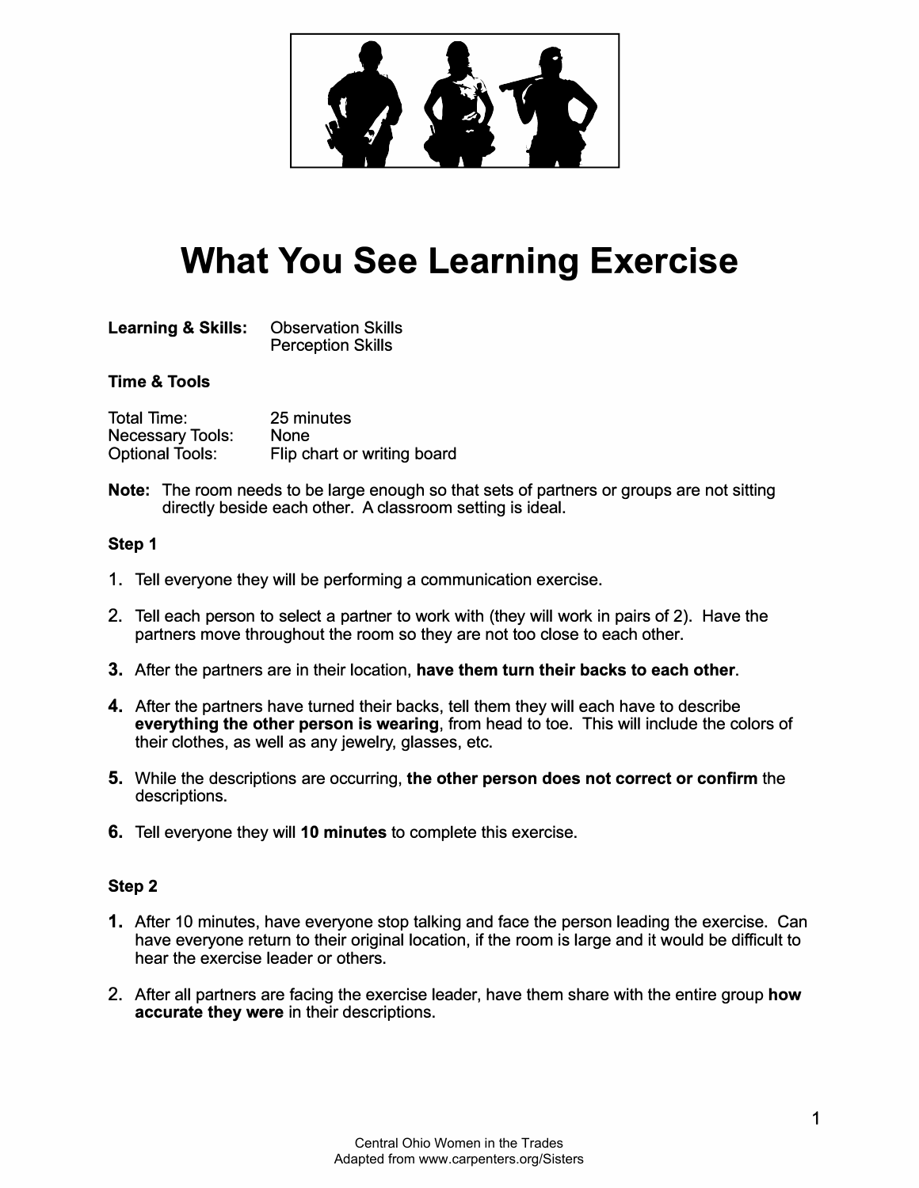# What You See Learning Exercise

**Learning & Skills:** Observation Skills
Perception Skills

**Time & Tools**

| | |
|---|---|
| Total Time: | 25 minutes |
| Necessary Tools: | None |
| Optional Tools: | Flip chart or writing board |

**Note:** The room needs to be large enough so that sets of partners or groups are not sitting directly beside each other. A classroom setting is ideal.

**Step 1**

1. Tell everyone they will be performing a communication exercise.
2. Tell each person to select a partner to work with (they will work in pairs of 2). Have the partners move throughout the room so they are not too close to each other.
3. After the partners are in their location, **have them turn their backs to each other**.
4. After the partners have turned their backs, tell them they will each have to describe **everything the other person is wearing**, from head to toe. This will include the colors of their clothes, as well as any jewelry, glasses, etc.
5. While the descriptions are occurring, **the other person does not correct or confirm** the descriptions.
6. Tell everyone they will **10 minutes** to complete this exercise.

**Step 2**

1. After 10 minutes, have everyone stop talking and face the person leading the exercise. Can have everyone return to their original location, if the room is large and it would be difficult to hear the exercise leader or others.
2. After all partners are facing the exercise leader, have them share with the entire group **how accurate they were** in their descriptions.

Central Ohio Women in the Trades
Adapted from www.carpenters.org/Sisters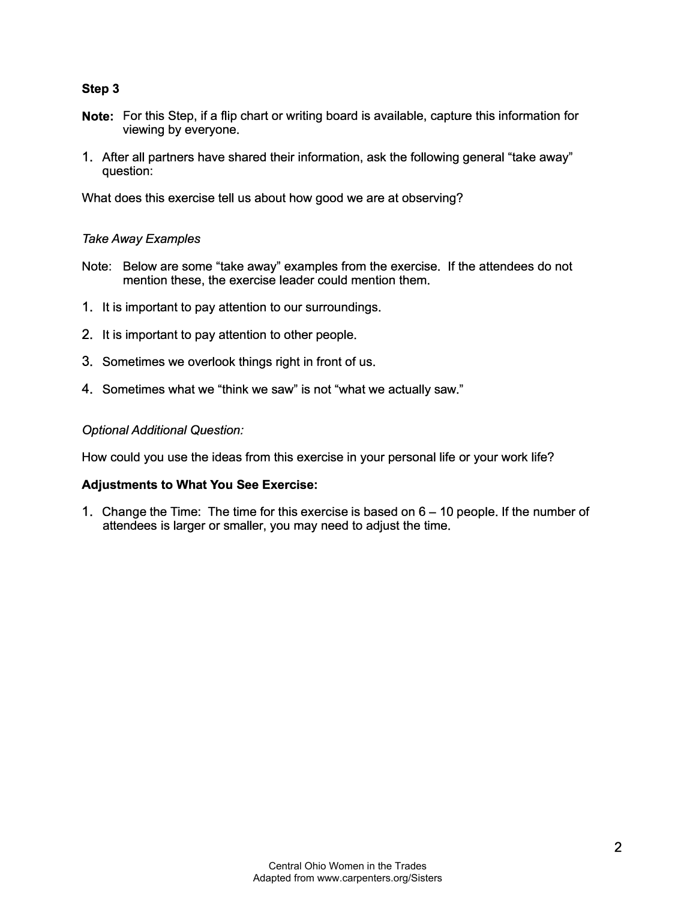**Step 3**

**Note:** For this Step, if a flip chart or writing board is available, capture this information for viewing by everyone.

1. After all partners have shared their information, ask the following general “take away” question:

What does this exercise tell us about how good we are at observing?

*Take Away Examples*

Note: Below are some “take away” examples from the exercise. If the attendees do not mention these, the exercise leader could mention them.

1. It is important to pay attention to our surroundings.
2. It is important to pay attention to other people.
3. Sometimes we overlook things right in front of us.
4. Sometimes what we “think we saw” is not “what we actually saw.”

*Optional Additional Question:*

How could you use the ideas from this exercise in your personal life or your work life?

**Adjustments to What You See Exercise:**

1. Change the Time: The time for this exercise is based on 6 – 10 people. If the number of attendees is larger or smaller, you may need to adjust the time.

Central Ohio Women in the Trades
Adapted from www.carpenters.org/Sisters